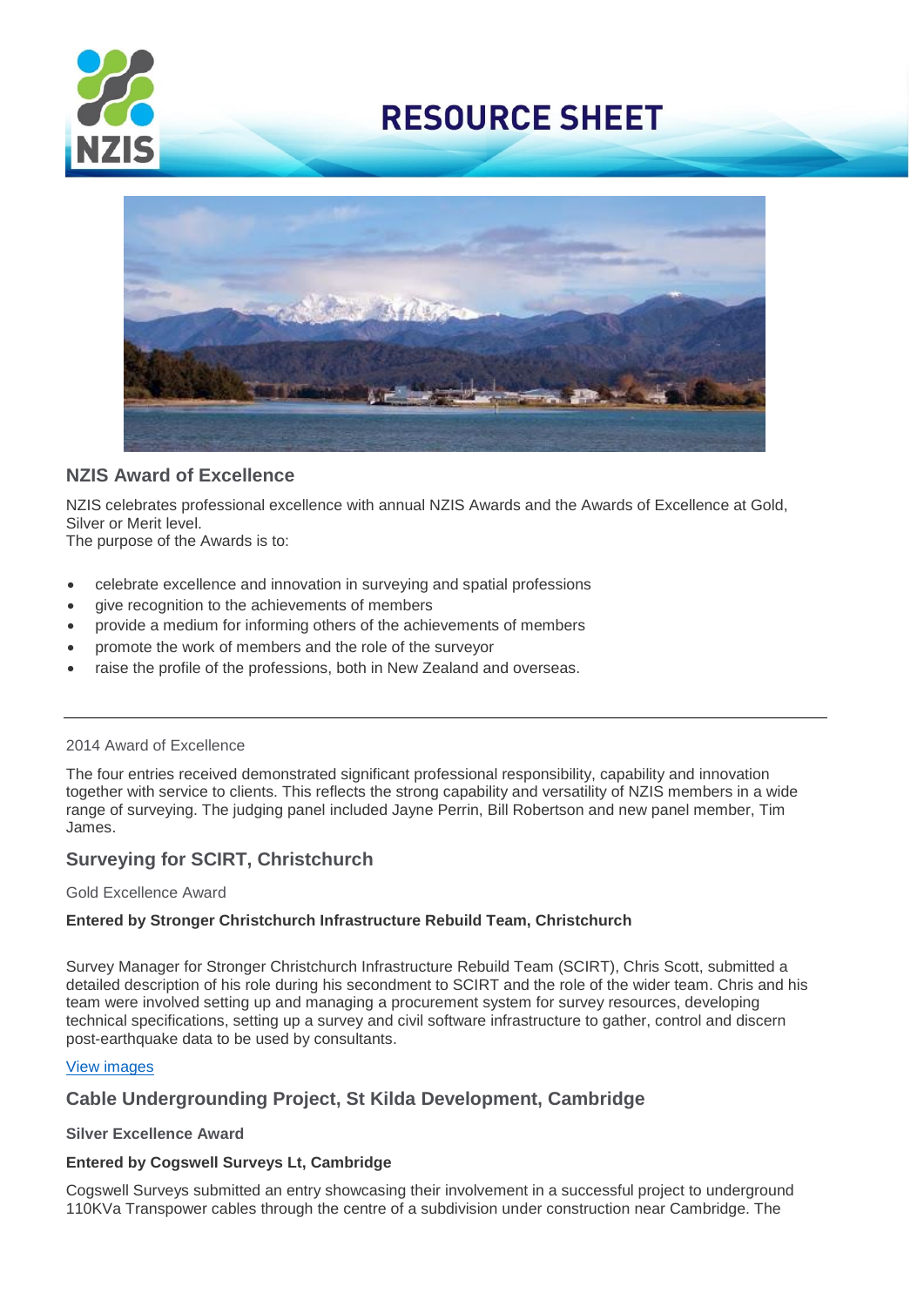# RESOURCE SHEET

## NZIS Award of Excellence

NZIS celebrates professional excellence with annual NZIS Awards and the Awards of Excellence at Gold, Silver or Merit level.
The purpose of the Awards is to:

- celebrate excellence and innovation in surveying and spatial professions
- give recognition to the achievements of members
- provide a medium for informing others of the achievements of members
- promote the work of members and the role of the surveyor
- raise the profile of the professions, both in New Zealand and overseas.

---

2014 Award of Excellence

The four entries received demonstrated significant professional responsibility, capability and innovation together with service to clients. This reflects the strong capability and versatility of NZIS members in a wide range of surveying. The judging panel included Jayne Perrin, Bill Robertson and new panel member, Tim James.

## Surveying for SCIRT, Christchurch

Gold Excellence Award

**Entered by Stronger Christchurch Infrastructure Rebuild Team, Christchurch**

Survey Manager for Stronger Christchurch Infrastructure Rebuild Team (SCIRT), Chris Scott, submitted a detailed description of his role during his secondment to SCIRT and the role of the wider team. Chris and his team were involved setting up and managing a procurement system for survey resources, developing technical specifications, setting up a survey and civil software infrastructure to gather, control and discern post-earthquake data to be used by consultants.

View images

## Cable Undergrounding Project, St Kilda Development, Cambridge

**Silver Excellence Award**

**Entered by Cogswell Surveys Lt, Cambridge**

Cogswell Surveys submitted an entry showcasing their involvement in a successful project to underground 110KVa Transpower cables through the centre of a subdivision under construction near Cambridge. The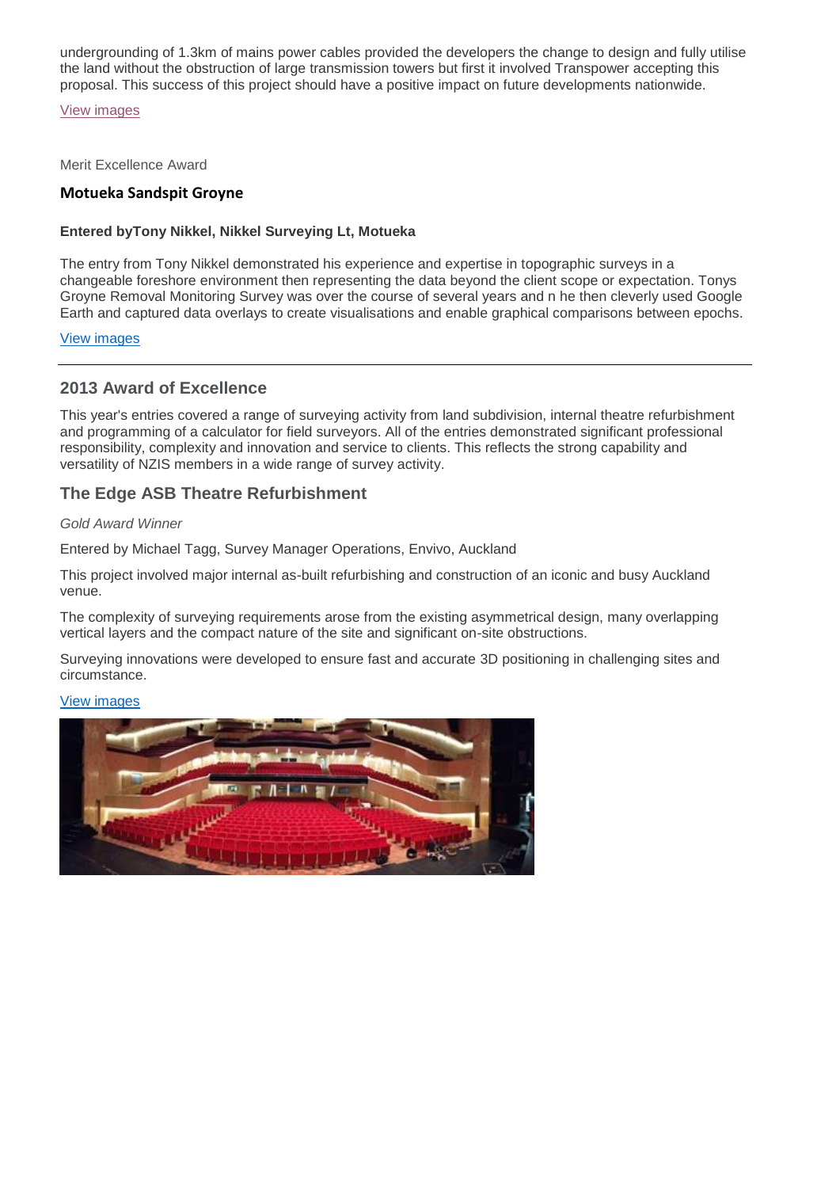undergrounding of 1.3km of mains power cables provided the developers the change to design and fully utilise the land without the obstruction of large transmission towers but first it involved Transpower accepting this proposal. This success of this project should have a positive impact on future developments nationwide.

View images

Merit Excellence Award

**Motueka Sandspit Groyne**

**Entered byTony Nikkel, Nikkel Surveying Lt, Motueka**

The entry from Tony Nikkel demonstrated his experience and expertise in topographic surveys in a changeable foreshore environment then representing the data beyond the client scope or expectation. Tonys Groyne Removal Monitoring Survey was over the course of several years and n he then cleverly used Google Earth and captured data overlays to create visualisations and enable graphical comparisons between epochs.

View images

---

## 2013 Award of Excellence

This year's entries covered a range of surveying activity from land subdivision, internal theatre refurbishment and programming of a calculator for field surveyors. All of the entries demonstrated significant professional responsibility, complexity and innovation and service to clients. This reflects the strong capability and versatility of NZIS members in a wide range of survey activity.

## The Edge ASB Theatre Refurbishment

*Gold Award Winner*

Entered by Michael Tagg, Survey Manager Operations, Envivo, Auckland

This project involved major internal as-built refurbishing and construction of an iconic and busy Auckland venue.

The complexity of surveying requirements arose from the existing asymmetrical design, many overlapping vertical layers and the compact nature of the site and significant on-site obstructions.

Surveying innovations were developed to ensure fast and accurate 3D positioning in challenging sites and circumstance.

View images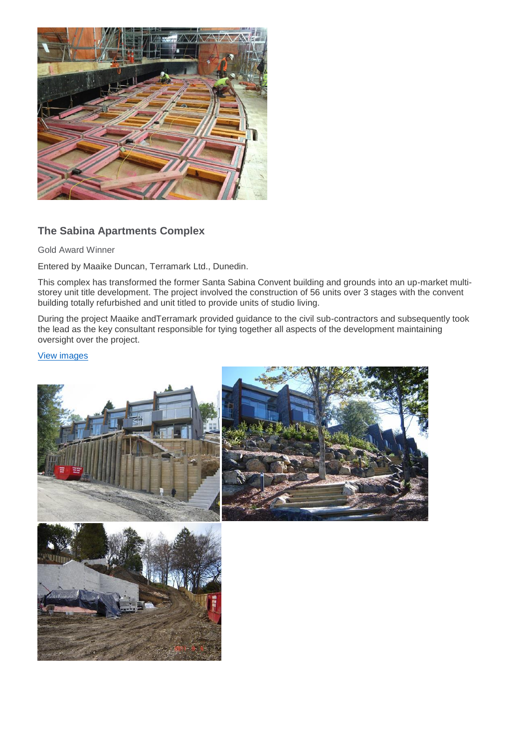## The Sabina Apartments Complex

Gold Award Winner

Entered by Maaike Duncan, Terramark Ltd., Dunedin.

This complex has transformed the former Santa Sabina Convent building and grounds into an up-market multi-storey unit title development. The project involved the construction of 56 units over 3 stages with the convent building totally refurbished and unit titled to provide units of studio living.

During the project Maaike andTerramark provided guidance to the civil sub-contractors and subsequently took the lead as the key consultant responsible for tying together all aspects of the development maintaining oversight over the project.

View images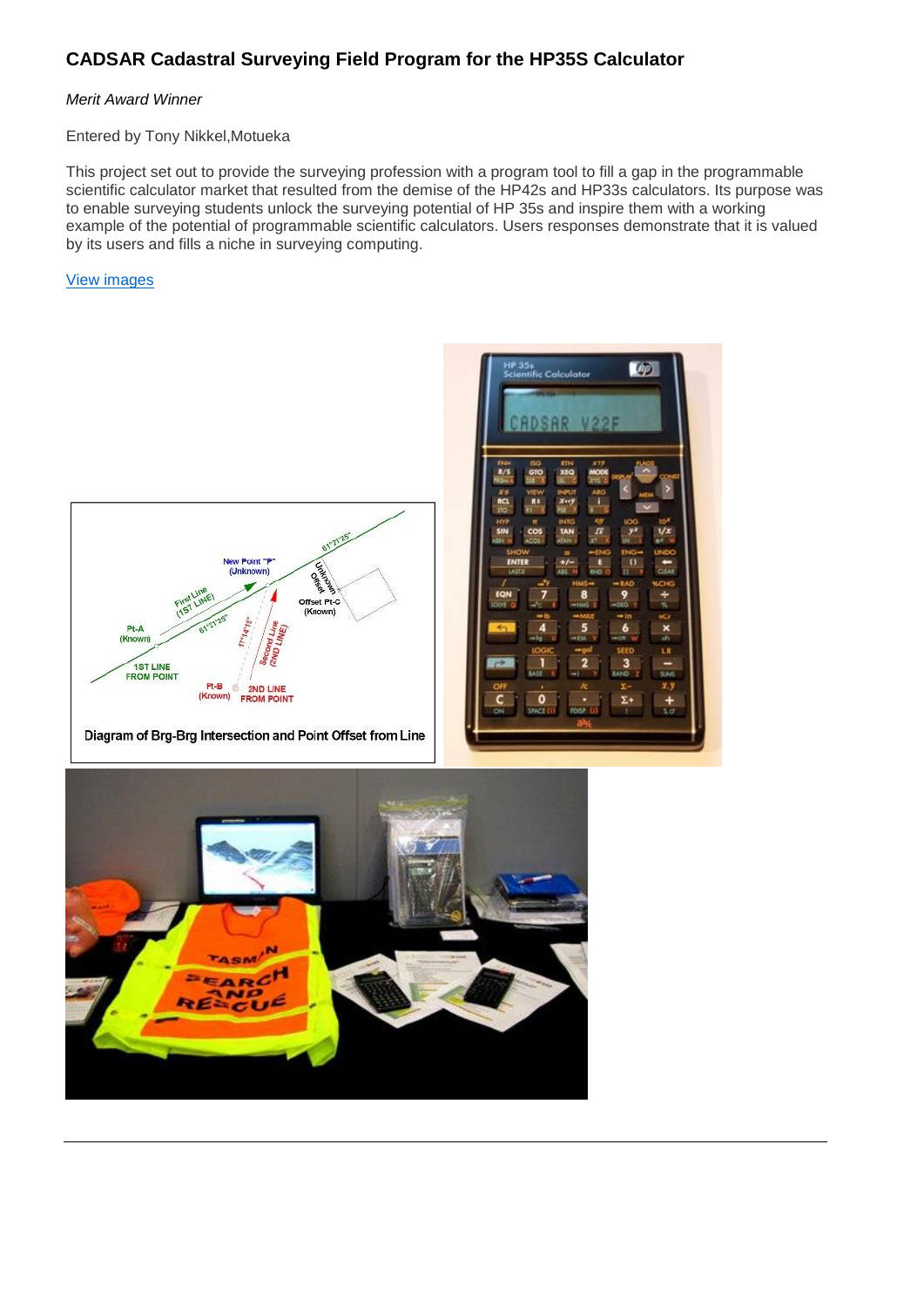### CADSAR Cadastral Surveying Field Program for the HP35S Calculator

*Merit Award Winner*

Entered by Tony Nikkel,Motueka

This project set out to provide the surveying profession with a program tool to fill a gap in the programmable scientific calculator market that resulted from the demise of the HP42s and HP33s calculators. Its purpose was to enable surveying students unlock the surveying potential of HP 35s and inspire them with a working example of the potential of programmable scientific calculators. Users responses demonstrate that it is valued by its users and fills a niche in surveying computing.

View images

Diagram of Brg-Brg Intersection and Point Offset from Line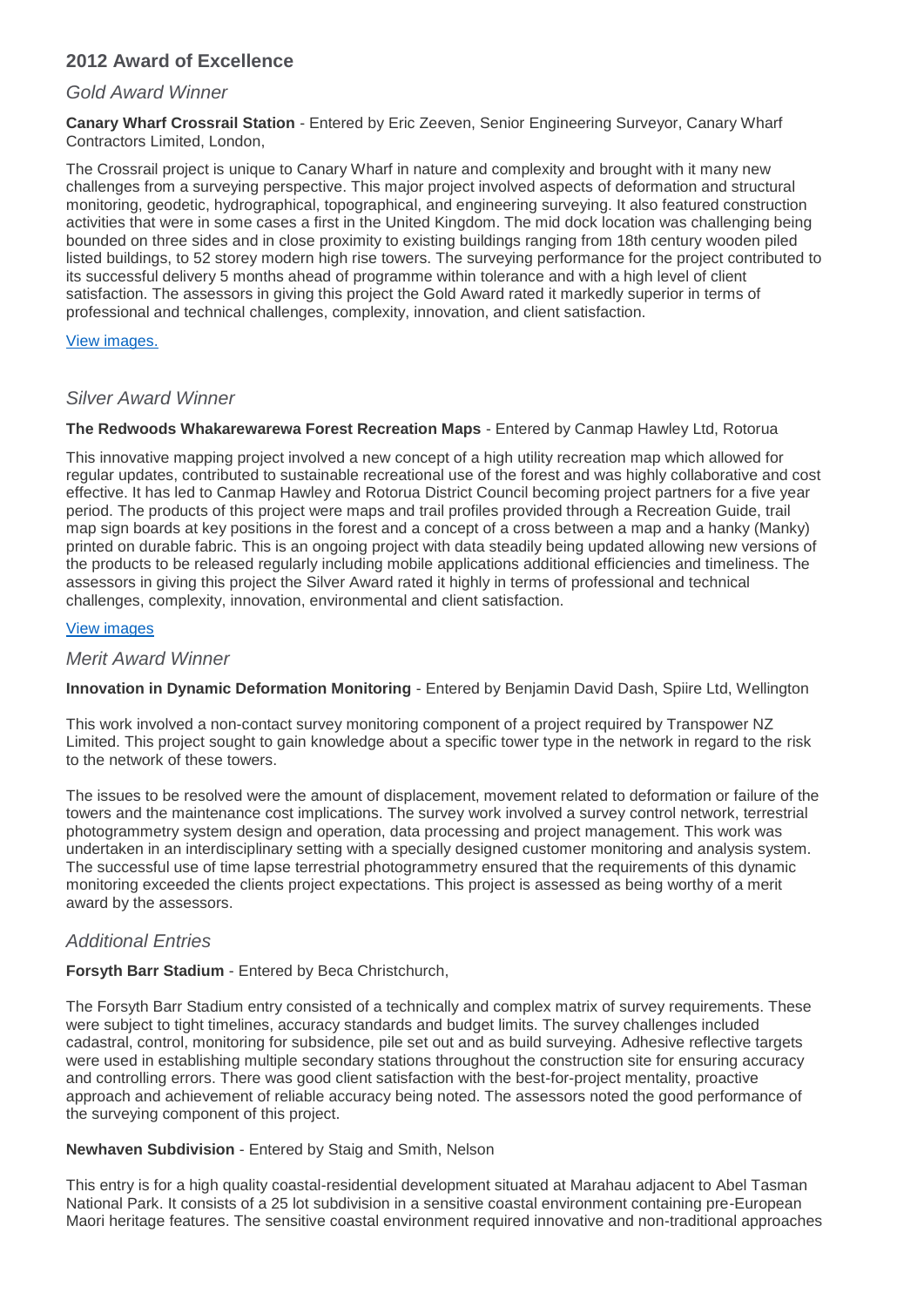## 2012 Award of Excellence

### *Gold Award Winner*

**Canary Wharf Crossrail Station** - Entered by Eric Zeeven, Senior Engineering Surveyor, Canary Wharf Contractors Limited, London,

The Crossrail project is unique to Canary Wharf in nature and complexity and brought with it many new challenges from a surveying perspective. This major project involved aspects of deformation and structural monitoring, geodetic, hydrographical, topographical, and engineering surveying. It also featured construction activities that were in some cases a first in the United Kingdom. The mid dock location was challenging being bounded on three sides and in close proximity to existing buildings ranging from 18th century wooden piled listed buildings, to 52 storey modern high rise towers. The surveying performance for the project contributed to its successful delivery 5 months ahead of programme within tolerance and with a high level of client satisfaction. The assessors in giving this project the Gold Award rated it markedly superior in terms of professional and technical challenges, complexity, innovation, and client satisfaction.

View images.

### *Silver Award Winner*

**The Redwoods Whakarewarewa Forest Recreation Maps** - Entered by Canmap Hawley Ltd, Rotorua

This innovative mapping project involved a new concept of a high utility recreation map which allowed for regular updates, contributed to sustainable recreational use of the forest and was highly collaborative and cost effective. It has led to Canmap Hawley and Rotorua District Council becoming project partners for a five year period. The products of this project were maps and trail profiles provided through a Recreation Guide, trail map sign boards at key positions in the forest and a concept of a cross between a map and a hanky (Manky) printed on durable fabric. This is an ongoing project with data steadily being updated allowing new versions of the products to be released regularly including mobile applications additional efficiencies and timeliness. The assessors in giving this project the Silver Award rated it highly in terms of professional and technical challenges, complexity, innovation, environmental and client satisfaction.

View images

### *Merit Award Winner*

**Innovation in Dynamic Deformation Monitoring** - Entered by Benjamin David Dash, Spiire Ltd, Wellington

This work involved a non-contact survey monitoring component of a project required by Transpower NZ Limited. This project sought to gain knowledge about a specific tower type in the network in regard to the risk to the network of these towers.

The issues to be resolved were the amount of displacement, movement related to deformation or failure of the towers and the maintenance cost implications. The survey work involved a survey control network, terrestrial photogrammetry system design and operation, data processing and project management. This work was undertaken in an interdisciplinary setting with a specially designed customer monitoring and analysis system. The successful use of time lapse terrestrial photogrammetry ensured that the requirements of this dynamic monitoring exceeded the clients project expectations. This project is assessed as being worthy of a merit award by the assessors.

### *Additional Entries*

**Forsyth Barr Stadium** - Entered by Beca Christchurch,

The Forsyth Barr Stadium entry consisted of a technically and complex matrix of survey requirements. These were subject to tight timelines, accuracy standards and budget limits. The survey challenges included cadastral, control, monitoring for subsidence, pile set out and as build surveying. Adhesive reflective targets were used in establishing multiple secondary stations throughout the construction site for ensuring accuracy and controlling errors. There was good client satisfaction with the best-for-project mentality, proactive approach and achievement of reliable accuracy being noted. The assessors noted the good performance of the surveying component of this project.

**Newhaven Subdivision** - Entered by Staig and Smith, Nelson

This entry is for a high quality coastal-residential development situated at Marahau adjacent to Abel Tasman National Park. It consists of a 25 lot subdivision in a sensitive coastal environment containing pre-European Maori heritage features. The sensitive coastal environment required innovative and non-traditional approaches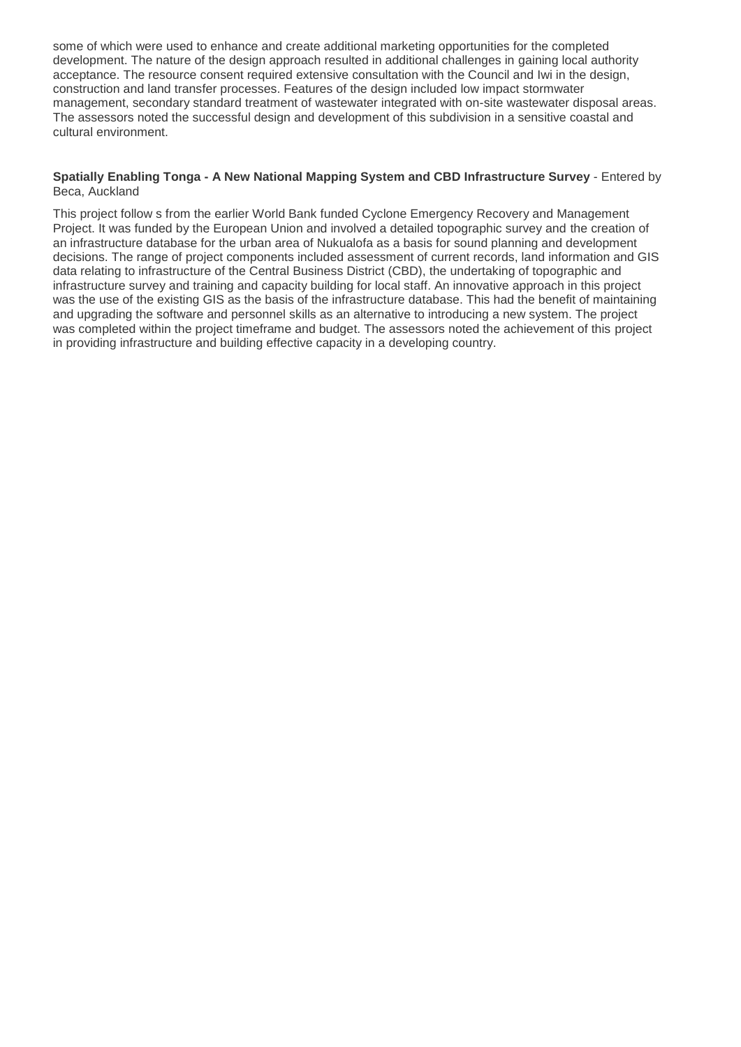some of which were used to enhance and create additional marketing opportunities for the completed development. The nature of the design approach resulted in additional challenges in gaining local authority acceptance. The resource consent required extensive consultation with the Council and Iwi in the design, construction and land transfer processes. Features of the design included low impact stormwater management, secondary standard treatment of wastewater integrated with on-site wastewater disposal areas. The assessors noted the successful design and development of this subdivision in a sensitive coastal and cultural environment.

**Spatially Enabling Tonga - A New National Mapping System and CBD Infrastructure Survey** - Entered by Beca, Auckland

This project follow s from the earlier World Bank funded Cyclone Emergency Recovery and Management Project. It was funded by the European Union and involved a detailed topographic survey and the creation of an infrastructure database for the urban area of Nukualofa as a basis for sound planning and development decisions. The range of project components included assessment of current records, land information and GIS data relating to infrastructure of the Central Business District (CBD), the undertaking of topographic and infrastructure survey and training and capacity building for local staff. An innovative approach in this project was the use of the existing GIS as the basis of the infrastructure database. This had the benefit of maintaining and upgrading the software and personnel skills as an alternative to introducing a new system. The project was completed within the project timeframe and budget. The assessors noted the achievement of this project in providing infrastructure and building effective capacity in a developing country.